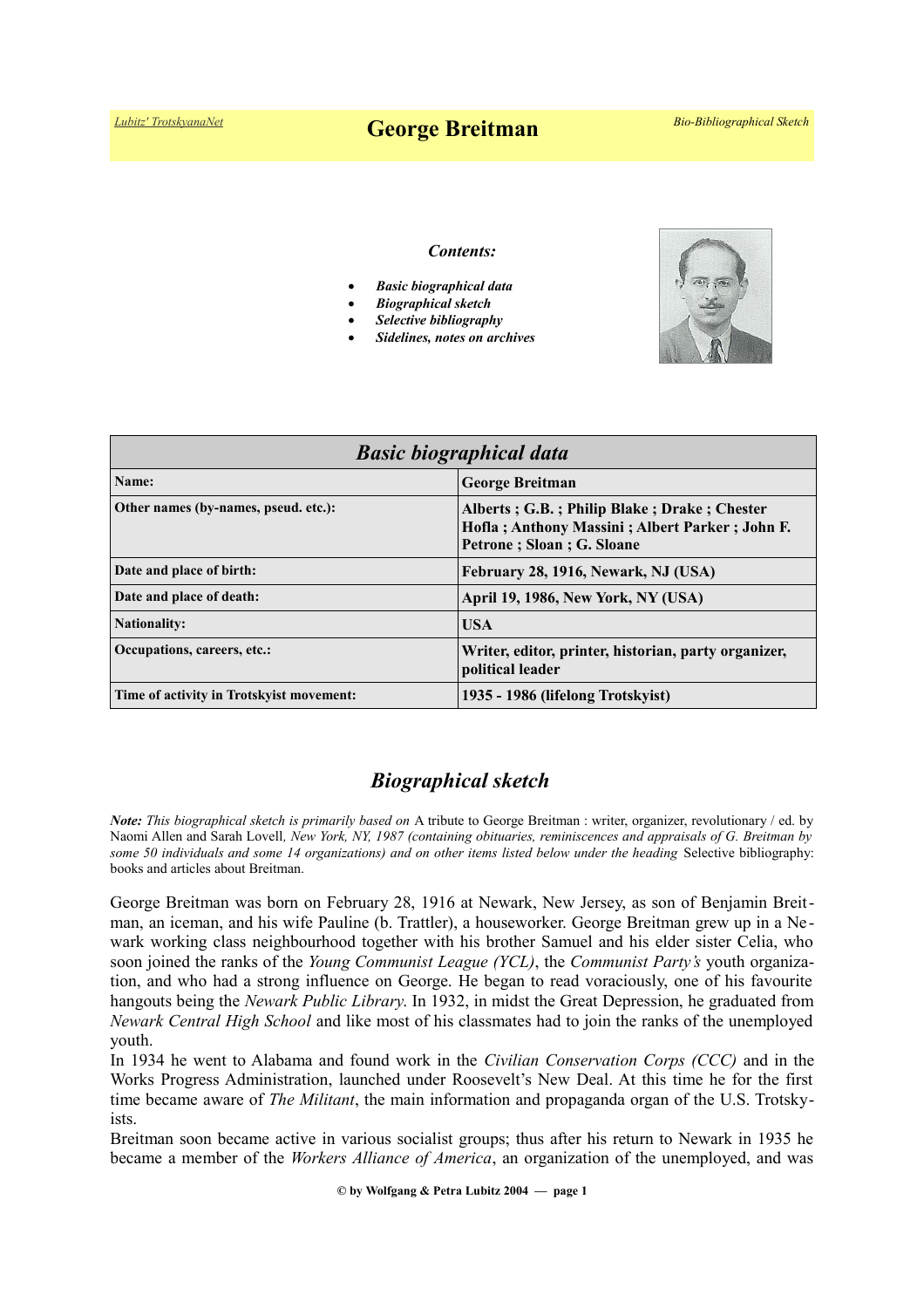# George Breitman

*Lubitz' TrotskyanaNet* — *Bio-Bibliographical Sketch*

***Contents:***

- ***Basic biographical data***
- ***Biographical sketch***
- ***Selective bibliography***
- ***Sidelines, notes on archives***

| ***Basic biographical data*** | |
|---|---|
| **Name:** | **George Breitman** |
| **Other names (by-names, pseud. etc.):** | **Alberts ; G.B. ; Philip Blake ; Drake ; Chester Hofla ; Anthony Massini ; Albert Parker ; John F. Petrone ; Sloan ; G. Sloane** |
| **Date and place of birth:** | **February 28, 1916, Newark, NJ (USA)** |
| **Date and place of death:** | **April 19, 1986, New York, NY (USA)** |
| **Nationality:** | **USA** |
| **Occupations, careers, etc.:** | **Writer, editor, printer, historian, party organizer, political leader** |
| **Time of activity in Trotskyist movement:** | **1935 - 1986 (lifelong Trotskyist)** |

## *Biographical sketch*

***Note:*** *This biographical sketch is primarily based on* A tribute to George Breitman : writer, organizer, revolutionary / ed. by Naomi Allen and Sarah Lovell*, New York, NY, 1987 (containing obituaries, reminiscences and appraisals of G. Breitman by some 50 individuals and some 14 organizations) and on other items listed below under the heading* Selective bibliography: books and articles about Breitman.

George Breitman was born on February 28, 1916 at Newark, New Jersey, as son of Benjamin Breitman, an iceman, and his wife Pauline (b. Trattler), a houseworker. George Breitman grew up in a Newark working class neighbourhood together with his brother Samuel and his elder sister Celia, who soon joined the ranks of the *Young Communist League (YCL)*, the *Communist Party's* youth organization, and who had a strong influence on George. He began to read voraciously, one of his favourite hangouts being the *Newark Public Library*. In 1932, in midst the Great Depression, he graduated from *Newark Central High School* and like most of his classmates had to join the ranks of the unemployed youth.

In 1934 he went to Alabama and found work in the *Civilian Conservation Corps (CCC)* and in the Works Progress Administration, launched under Roosevelt's New Deal. At this time he for the first time became aware of *The Militant*, the main information and propaganda organ of the U.S. Trotskyists.

Breitman soon became active in various socialist groups; thus after his return to Newark in 1935 he became a member of the *Workers Alliance of America*, an organization of the unemployed, and was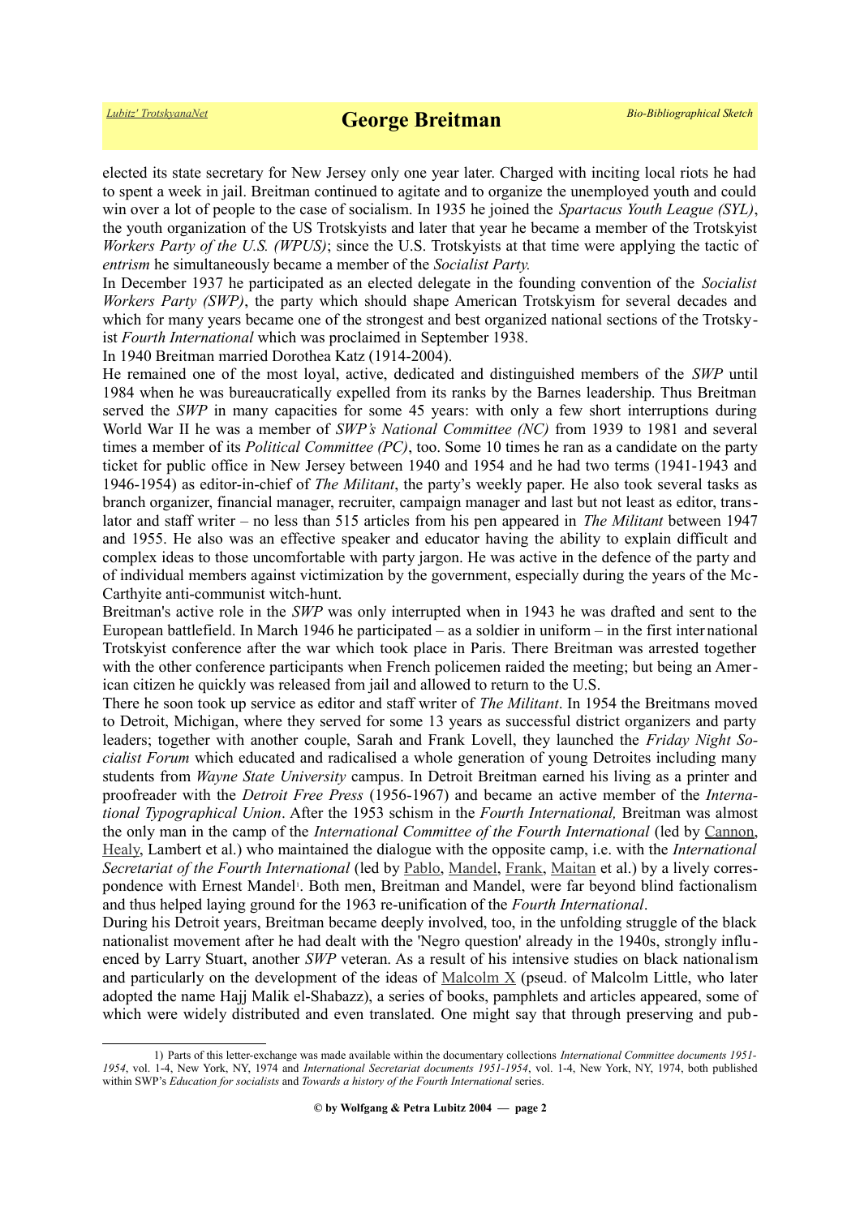elected its state secretary for New Jersey only one year later. Charged with inciting local riots he had to spent a week in jail. Breitman continued to agitate and to organize the unemployed youth and could win over a lot of people to the case of socialism. In 1935 he joined the *Spartacus Youth League (SYL)*, the youth organization of the US Trotskyists and later that year he became a member of the Trotskyist *Workers Party of the U.S. (WPUS)*; since the U.S. Trotskyists at that time were applying the tactic of *entrism* he simultaneously became a member of the *Socialist Party.*

In December 1937 he participated as an elected delegate in the founding convention of the *Socialist Workers Party (SWP)*, the party which should shape American Trotskyism for several decades and which for many years became one of the strongest and best organized national sections of the Trotskyist *Fourth International* which was proclaimed in September 1938.

In 1940 Breitman married Dorothea Katz (1914-2004).

He remained one of the most loyal, active, dedicated and distinguished members of the *SWP* until 1984 when he was bureaucratically expelled from its ranks by the Barnes leadership. Thus Breitman served the *SWP* in many capacities for some 45 years: with only a few short interruptions during World War II he was a member of *SWP's National Committee (NC)* from 1939 to 1981 and several times a member of its *Political Committee (PC)*, too. Some 10 times he ran as a candidate on the party ticket for public office in New Jersey between 1940 and 1954 and he had two terms (1941-1943 and 1946-1954) as editor-in-chief of *The Militant*, the party's weekly paper. He also took several tasks as branch organizer, financial manager, recruiter, campaign manager and last but not least as editor, translator and staff writer – no less than 515 articles from his pen appeared in *The Militant* between 1947 and 1955. He also was an effective speaker and educator having the ability to explain difficult and complex ideas to those uncomfortable with party jargon. He was active in the defence of the party and of individual members against victimization by the government, especially during the years of the McCarthyite anti-communist witch-hunt.

Breitman's active role in the *SWP* was only interrupted when in 1943 he was drafted and sent to the European battlefield. In March 1946 he participated – as a soldier in uniform – in the first international Trotskyist conference after the war which took place in Paris. There Breitman was arrested together with the other conference participants when French policemen raided the meeting; but being an American citizen he quickly was released from jail and allowed to return to the U.S.

There he soon took up service as editor and staff writer of *The Militant*. In 1954 the Breitmans moved to Detroit, Michigan, where they served for some 13 years as successful district organizers and party leaders; together with another couple, Sarah and Frank Lovell, they launched the *Friday Night Socialist Forum* which educated and radicalised a whole generation of young Detroites including many students from *Wayne State University* campus. In Detroit Breitman earned his living as a printer and proofreader with the *Detroit Free Press* (1956-1967) and became an active member of the *International Typographical Union*. After the 1953 schism in the *Fourth International,* Breitman was almost the only man in the camp of the *International Committee of the Fourth International* (led by Cannon, Healy, Lambert et al.) who maintained the dialogue with the opposite camp, i.e. with the *International Secretariat of the Fourth International* (led by Pablo, Mandel, Frank, Maitan et al.) by a lively correspondence with Ernest Mandel[1]. Both men, Breitman and Mandel, were far beyond blind factionalism and thus helped laying ground for the 1963 re-unification of the *Fourth International*.

During his Detroit years, Breitman became deeply involved, too, in the unfolding struggle of the black nationalist movement after he had dealt with the 'Negro question' already in the 1940s, strongly influenced by Larry Stuart, another *SWP* veteran. As a result of his intensive studies on black nationalism and particularly on the development of the ideas of Malcolm X (pseud. of Malcolm Little, who later adopted the name Hajj Malik el-Shabazz), a series of books, pamphlets and articles appeared, some of which were widely distributed and even translated. One might say that through preserving and pub-

---

1) Parts of this letter-exchange was made available within the documentary collections *International Committee documents 1951-1954*, vol. 1-4, New York, NY, 1974 and *International Secretariat documents 1951-1954*, vol. 1-4, New York, NY, 1974, both published within SWP's *Education for socialists* and *Towards a history of the Fourth International* series.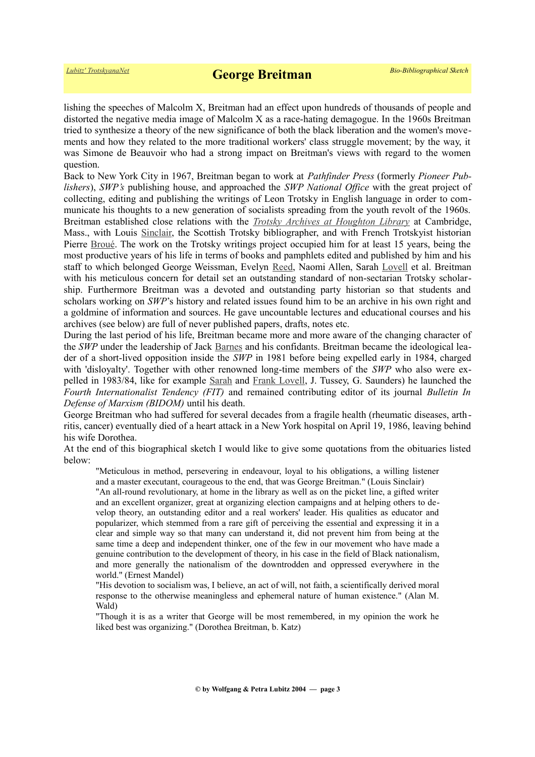lishing the speeches of Malcolm X, Breitman had an effect upon hundreds of thousands of people and distorted the negative media image of Malcolm X as a race-hating demagogue. In the 1960s Breitman tried to synthesize a theory of the new significance of both the black liberation and the women's movements and how they related to the more traditional workers' class struggle movement; by the way, it was Simone de Beauvoir who had a strong impact on Breitman's views with regard to the women question.

Back to New York City in 1967, Breitman began to work at *Pathfinder Press* (formerly *Pioneer Publishers*), *SWP's* publishing house, and approached the *SWP National Office* with the great project of collecting, editing and publishing the writings of Leon Trotsky in English language in order to communicate his thoughts to a new generation of socialists spreading from the youth revolt of the 1960s. Breitman established close relations with the *Trotsky Archives at Houghton Library* at Cambridge, Mass., with Louis Sinclair, the Scottish Trotsky bibliographer, and with French Trotskyist historian Pierre Broué. The work on the Trotsky writings project occupied him for at least 15 years, being the most productive years of his life in terms of books and pamphlets edited and published by him and his staff to which belonged George Weissman, Evelyn Reed, Naomi Allen, Sarah Lovell et al. Breitman with his meticulous concern for detail set an outstanding standard of non-sectarian Trotsky scholarship. Furthermore Breitman was a devoted and outstanding party historian so that students and scholars working on *SWP*'s history and related issues found him to be an archive in his own right and a goldmine of information and sources. He gave uncountable lectures and educational courses and his archives (see below) are full of never published papers, drafts, notes etc.

During the last period of his life, Breitman became more and more aware of the changing character of the *SWP* under the leadership of Jack Barnes and his confidants. Breitman became the ideological leader of a short-lived opposition inside the *SWP* in 1981 before being expelled early in 1984, charged with 'disloyalty'. Together with other renowned long-time members of the *SWP* who also were expelled in 1983/84, like for example Sarah and Frank Lovell, J. Tussey, G. Saunders) he launched the *Fourth Internationalist Tendency (FIT)* and remained contributing editor of its journal *Bulletin In Defense of Marxism (BIDOM)* until his death.

George Breitman who had suffered for several decades from a fragile health (rheumatic diseases, arthritis, cancer) eventually died of a heart attack in a New York hospital on April 19, 1986, leaving behind his wife Dorothea.

At the end of this biographical sketch I would like to give some quotations from the obituaries listed below:

> "Meticulous in method, persevering in endeavour, loyal to his obligations, a willing listener and a master executant, courageous to the end, that was George Breitman." (Louis Sinclair)
>
> "An all-round revolutionary, at home in the library as well as on the picket line, a gifted writer and an excellent organizer, great at organizing election campaigns and at helping others to develop theory, an outstanding editor and a real workers' leader. His qualities as educator and popularizer, which stemmed from a rare gift of perceiving the essential and expressing it in a clear and simple way so that many can understand it, did not prevent him from being at the same time a deep and independent thinker, one of the few in our movement who have made a genuine contribution to the development of theory, in his case in the field of Black nationalism, and more generally the nationalism of the downtrodden and oppressed everywhere in the world." (Ernest Mandel)
>
> "His devotion to socialism was, I believe, an act of will, not faith, a scientifically derived moral response to the otherwise meaningless and ephemeral nature of human existence." (Alan M. Wald)
>
> "Though it is as a writer that George will be most remembered, in my opinion the work he liked best was organizing." (Dorothea Breitman, b. Katz)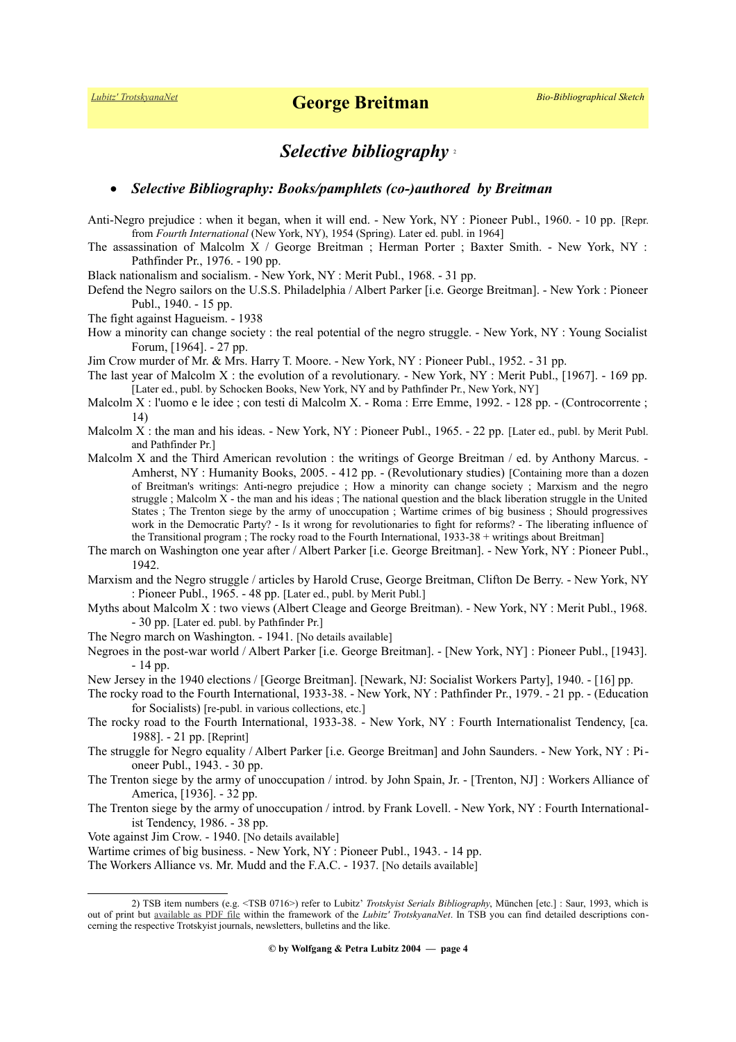## *Selective bibliography* [2]

- ***Selective Bibliography: Books/pamphlets (co-)authored by Breitman***

Anti-Negro prejudice : when it began, when it will end. - New York, NY : Pioneer Publ., 1960. - 10 pp. [Repr. from *Fourth International* (New York, NY), 1954 (Spring). Later ed. publ. in 1964]

The assassination of Malcolm X / George Breitman ; Herman Porter ; Baxter Smith. - New York, NY : Pathfinder Pr., 1976. - 190 pp.

Black nationalism and socialism. - New York, NY : Merit Publ., 1968. - 31 pp.

Defend the Negro sailors on the U.S.S. Philadelphia / Albert Parker [i.e. George Breitman]. - New York : Pioneer Publ., 1940. - 15 pp.

The fight against Hagueism. - 1938

How a minority can change society : the real potential of the negro struggle. - New York, NY : Young Socialist Forum, [1964]. - 27 pp.

Jim Crow murder of Mr. & Mrs. Harry T. Moore. - New York, NY : Pioneer Publ., 1952. - 31 pp.

The last year of Malcolm X : the evolution of a revolutionary. - New York, NY : Merit Publ., [1967]. - 169 pp. [Later ed., publ. by Schocken Books, New York, NY and by Pathfinder Pr., New York, NY]

Malcolm X : l'uomo e le idee ; con testi di Malcolm X. - Roma : Erre Emme, 1992. - 128 pp. - (Controcorrente ; 14)

Malcolm X : the man and his ideas. - New York, NY : Pioneer Publ., 1965. - 22 pp. [Later ed., publ. by Merit Publ. and Pathfinder Pr.]

Malcolm X and the Third American revolution : the writings of George Breitman / ed. by Anthony Marcus. - Amherst, NY : Humanity Books, 2005. - 412 pp. - (Revolutionary studies) [Containing more than a dozen of Breitman's writings: Anti-negro prejudice ; How a minority can change society ; Marxism and the negro struggle ; Malcolm X - the man and his ideas ; The national question and the black liberation struggle in the United States ; The Trenton siege by the army of unoccupation ; Wartime crimes of big business ; Should progressives work in the Democratic Party? - Is it wrong for revolutionaries to fight for reforms? - The liberating influence of the Transitional program ; The rocky road to the Fourth International, 1933-38 + writings about Breitman]

The march on Washington one year after / Albert Parker [i.e. George Breitman]. - New York, NY : Pioneer Publ., 1942.

Marxism and the Negro struggle / articles by Harold Cruse, George Breitman, Clifton De Berry. - New York, NY : Pioneer Publ., 1965. - 48 pp. [Later ed., publ. by Merit Publ.]

Myths about Malcolm X : two views (Albert Cleage and George Breitman). - New York, NY : Merit Publ., 1968. - 30 pp. [Later ed. publ. by Pathfinder Pr.]

The Negro march on Washington. - 1941. [No details available]

Negroes in the post-war world / Albert Parker [i.e. George Breitman]. - [New York, NY] : Pioneer Publ., [1943]. - 14 pp.

New Jersey in the 1940 elections / [George Breitman]. [Newark, NJ: Socialist Workers Party], 1940. - [16] pp.

The rocky road to the Fourth International, 1933-38. - New York, NY : Pathfinder Pr., 1979. - 21 pp. - (Education for Socialists) [re-publ. in various collections, etc.]

The rocky road to the Fourth International, 1933-38. - New York, NY : Fourth Internationalist Tendency, [ca. 1988]. - 21 pp. [Reprint]

The struggle for Negro equality / Albert Parker [i.e. George Breitman] and John Saunders. - New York, NY : Pioneer Publ., 1943. - 30 pp.

The Trenton siege by the army of unoccupation / introd. by John Spain, Jr. - [Trenton, NJ] : Workers Alliance of America, [1936]. - 32 pp.

The Trenton siege by the army of unoccupation / introd. by Frank Lovell. - New York, NY : Fourth Internationalist Tendency, 1986. - 38 pp.

Vote against Jim Crow. - 1940. [No details available]

Wartime crimes of big business. - New York, NY : Pioneer Publ., 1943. - 14 pp.

The Workers Alliance vs. Mr. Mudd and the F.A.C. - 1937. [No details available]

---

2) TSB item numbers (e.g. <TSB 0716>) refer to Lubitz' *Trotskyist Serials Bibliography*, München [etc.] : Saur, 1993, which is out of print but available as PDF file within the framework of the *Lubitz' TrotskyanaNet*. In TSB you can find detailed descriptions concerning the respective Trotskyist journals, newsletters, bulletins and the like.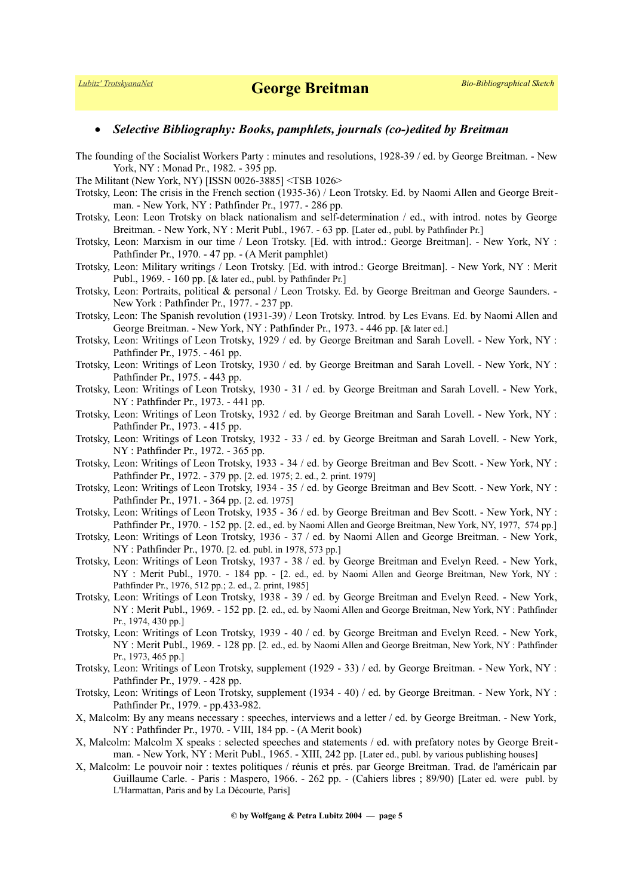- ***Selective Bibliography: Books, pamphlets, journals (co-)edited by Breitman***

The founding of the Socialist Workers Party : minutes and resolutions, 1928-39 / ed. by George Breitman. - New York, NY : Monad Pr., 1982. - 395 pp.

The Militant (New York, NY) [ISSN 0026-3885] <TSB 1026>

Trotsky, Leon: The crisis in the French section (1935-36) / Leon Trotsky. Ed. by Naomi Allen and George Breitman. - New York, NY : Pathfinder Pr., 1977. - 286 pp.

Trotsky, Leon: Leon Trotsky on black nationalism and self-determination / ed., with introd. notes by George Breitman. - New York, NY : Merit Publ., 1967. - 63 pp. [Later ed., publ. by Pathfinder Pr.]

Trotsky, Leon: Marxism in our time / Leon Trotsky. [Ed. with introd.: George Breitman]. - New York, NY : Pathfinder Pr., 1970. - 47 pp. - (A Merit pamphlet)

Trotsky, Leon: Military writings / Leon Trotsky. [Ed. with introd.: George Breitman]. - New York, NY : Merit Publ., 1969. - 160 pp. [& later ed., publ. by Pathfinder Pr.]

Trotsky, Leon: Portraits, political & personal / Leon Trotsky. Ed. by George Breitman and George Saunders. - New York : Pathfinder Pr., 1977. - 237 pp.

Trotsky, Leon: The Spanish revolution (1931-39) / Leon Trotsky. Introd. by Les Evans. Ed. by Naomi Allen and George Breitman. - New York, NY : Pathfinder Pr., 1973. - 446 pp. [& later ed.]

Trotsky, Leon: Writings of Leon Trotsky, 1929 / ed. by George Breitman and Sarah Lovell. - New York, NY : Pathfinder Pr., 1975. - 461 pp.

Trotsky, Leon: Writings of Leon Trotsky, 1930 / ed. by George Breitman and Sarah Lovell. - New York, NY : Pathfinder Pr., 1975. - 443 pp.

Trotsky, Leon: Writings of Leon Trotsky, 1930 - 31 / ed. by George Breitman and Sarah Lovell. - New York, NY : Pathfinder Pr., 1973. - 441 pp.

Trotsky, Leon: Writings of Leon Trotsky, 1932 / ed. by George Breitman and Sarah Lovell. - New York, NY : Pathfinder Pr., 1973. - 415 pp.

Trotsky, Leon: Writings of Leon Trotsky, 1932 - 33 / ed. by George Breitman and Sarah Lovell. - New York, NY : Pathfinder Pr., 1972. - 365 pp.

Trotsky, Leon: Writings of Leon Trotsky, 1933 - 34 / ed. by George Breitman and Bev Scott. - New York, NY : Pathfinder Pr., 1972. - 379 pp. [2. ed. 1975; 2. ed., 2. print. 1979]

Trotsky, Leon: Writings of Leon Trotsky, 1934 - 35 / ed. by George Breitman and Bev Scott. - New York, NY : Pathfinder Pr., 1971. - 364 pp. [2. ed. 1975]

Trotsky, Leon: Writings of Leon Trotsky, 1935 - 36 / ed. by George Breitman and Bev Scott. - New York, NY : Pathfinder Pr., 1970. - 152 pp. [2. ed., ed. by Naomi Allen and George Breitman, New York, NY, 1977, 574 pp.]

Trotsky, Leon: Writings of Leon Trotsky, 1936 - 37 / ed. by Naomi Allen and George Breitman. - New York, NY : Pathfinder Pr., 1970. [2. ed. publ. in 1978, 573 pp.]

Trotsky, Leon: Writings of Leon Trotsky, 1937 - 38 / ed. by George Breitman and Evelyn Reed. - New York, NY : Merit Publ., 1970. - 184 pp. - [2. ed., ed. by Naomi Allen and George Breitman, New York, NY : Pathfinder Pr., 1976, 512 pp.; 2. ed., 2. print, 1985]

Trotsky, Leon: Writings of Leon Trotsky, 1938 - 39 / ed. by George Breitman and Evelyn Reed. - New York, NY : Merit Publ., 1969. - 152 pp. [2. ed., ed. by Naomi Allen and George Breitman, New York, NY : Pathfinder Pr., 1974, 430 pp.]

Trotsky, Leon: Writings of Leon Trotsky, 1939 - 40 / ed. by George Breitman and Evelyn Reed. - New York, NY : Merit Publ., 1969. - 128 pp. [2. ed., ed. by Naomi Allen and George Breitman, New York, NY : Pathfinder Pr., 1973, 465 pp.]

Trotsky, Leon: Writings of Leon Trotsky, supplement (1929 - 33) / ed. by George Breitman. - New York, NY : Pathfinder Pr., 1979. - 428 pp.

Trotsky, Leon: Writings of Leon Trotsky, supplement (1934 - 40) / ed. by George Breitman. - New York, NY : Pathfinder Pr., 1979. - pp.433-982.

X, Malcolm: By any means necessary : speeches, interviews and a letter / ed. by George Breitman. - New York, NY : Pathfinder Pr., 1970. - VIII, 184 pp. - (A Merit book)

X, Malcolm: Malcolm X speaks : selected speeches and statements / ed. with prefatory notes by George Breitman. - New York, NY : Merit Publ., 1965. - XIII, 242 pp. [Later ed., publ. by various publishing houses]

X, Malcolm: Le pouvoir noir : textes politiques / réunis et prés. par George Breitman. Trad. de l'américain par Guillaume Carle. - Paris : Maspero, 1966. - 262 pp. - (Cahiers libres ; 89/90) [Later ed. were publ. by L'Harmattan, Paris and by La Décourte, Paris]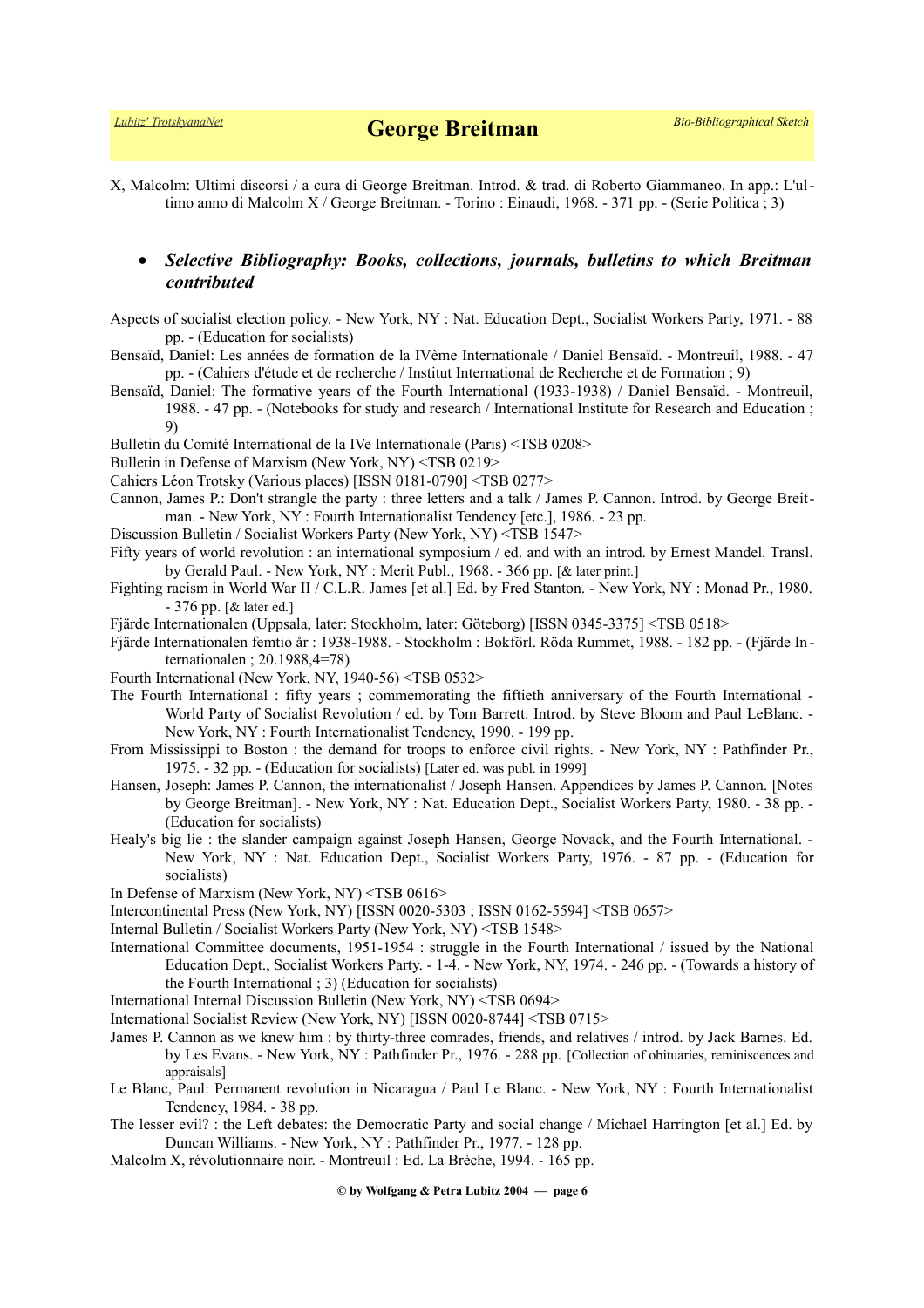X, Malcolm: Ultimi discorsi / a cura di George Breitman. Introd. & trad. di Roberto Giammaneo. In app.: L'ultimo anno di Malcolm X / George Breitman. - Torino : Einaudi, 1968. - 371 pp. - (Serie Politica ; 3)

- ***Selective Bibliography: Books, collections, journals, bulletins to which Breitman contributed***

Aspects of socialist election policy. - New York, NY : Nat. Education Dept., Socialist Workers Party, 1971. - 88 pp. - (Education for socialists)

Bensaïd, Daniel: Les années de formation de la IVème Internationale / Daniel Bensaïd. - Montreuil, 1988. - 47 pp. - (Cahiers d'étude et de recherche / Institut International de Recherche et de Formation ; 9)

Bensaïd, Daniel: The formative years of the Fourth International (1933-1938) / Daniel Bensaïd. - Montreuil, 1988. - 47 pp. - (Notebooks for study and research / International Institute for Research and Education ; 9)

Bulletin du Comité International de la IVe Internationale (Paris) <TSB 0208>

Bulletin in Defense of Marxism (New York, NY) <TSB 0219>

Cahiers Léon Trotsky (Various places) [ISSN 0181-0790] <TSB 0277>

Cannon, James P.: Don't strangle the party : three letters and a talk / James P. Cannon. Introd. by George Breitman. - New York, NY : Fourth Internationalist Tendency [etc.], 1986. - 23 pp.

Discussion Bulletin / Socialist Workers Party (New York, NY) <TSB 1547>

Fifty years of world revolution : an international symposium / ed. and with an introd. by Ernest Mandel. Transl. by Gerald Paul. - New York, NY : Merit Publ., 1968. - 366 pp. [& later print.]

Fighting racism in World War II / C.L.R. James [et al.] Ed. by Fred Stanton. - New York, NY : Monad Pr., 1980. - 376 pp. [& later ed.]

Fjärde Internationalen (Uppsala, later: Stockholm, later: Göteborg) [ISSN 0345-3375] <TSB 0518>

Fjärde Internationalen femtio år : 1938-1988. - Stockholm : Bokförl. Röda Rummet, 1988. - 182 pp. - (Fjärde Internationalen ; 20.1988,4=78)

Fourth International (New York, NY, 1940-56) <TSB 0532>

The Fourth International : fifty years ; commemorating the fiftieth anniversary of the Fourth International - World Party of Socialist Revolution / ed. by Tom Barrett. Introd. by Steve Bloom and Paul LeBlanc. - New York, NY : Fourth Internationalist Tendency, 1990. - 199 pp.

From Mississippi to Boston : the demand for troops to enforce civil rights. - New York, NY : Pathfinder Pr., 1975. - 32 pp. - (Education for socialists) [Later ed. was publ. in 1999]

Hansen, Joseph: James P. Cannon, the internationalist / Joseph Hansen. Appendices by James P. Cannon. [Notes by George Breitman]. - New York, NY : Nat. Education Dept., Socialist Workers Party, 1980. - 38 pp. - (Education for socialists)

Healy's big lie : the slander campaign against Joseph Hansen, George Novack, and the Fourth International. - New York, NY : Nat. Education Dept., Socialist Workers Party, 1976. - 87 pp. - (Education for socialists)

In Defense of Marxism (New York, NY) <TSB 0616>

Intercontinental Press (New York, NY) [ISSN 0020-5303 ; ISSN 0162-5594] <TSB 0657>

Internal Bulletin / Socialist Workers Party (New York, NY) <TSB 1548>

International Committee documents, 1951-1954 : struggle in the Fourth International / issued by the National Education Dept., Socialist Workers Party. - 1-4. - New York, NY, 1974. - 246 pp. - (Towards a history of the Fourth International ; 3) (Education for socialists)

International Internal Discussion Bulletin (New York, NY) <TSB 0694>

International Socialist Review (New York, NY) [ISSN 0020-8744] <TSB 0715>

James P. Cannon as we knew him : by thirty-three comrades, friends, and relatives / introd. by Jack Barnes. Ed. by Les Evans. - New York, NY : Pathfinder Pr., 1976. - 288 pp. [Collection of obituaries, reminiscences and appraisals]

Le Blanc, Paul: Permanent revolution in Nicaragua / Paul Le Blanc. - New York, NY : Fourth Internationalist Tendency, 1984. - 38 pp.

The lesser evil? : the Left debates: the Democratic Party and social change / Michael Harrington [et al.] Ed. by Duncan Williams. - New York, NY : Pathfinder Pr., 1977. - 128 pp.

Malcolm X, révolutionnaire noir. - Montreuil : Ed. La Brèche, 1994. - 165 pp.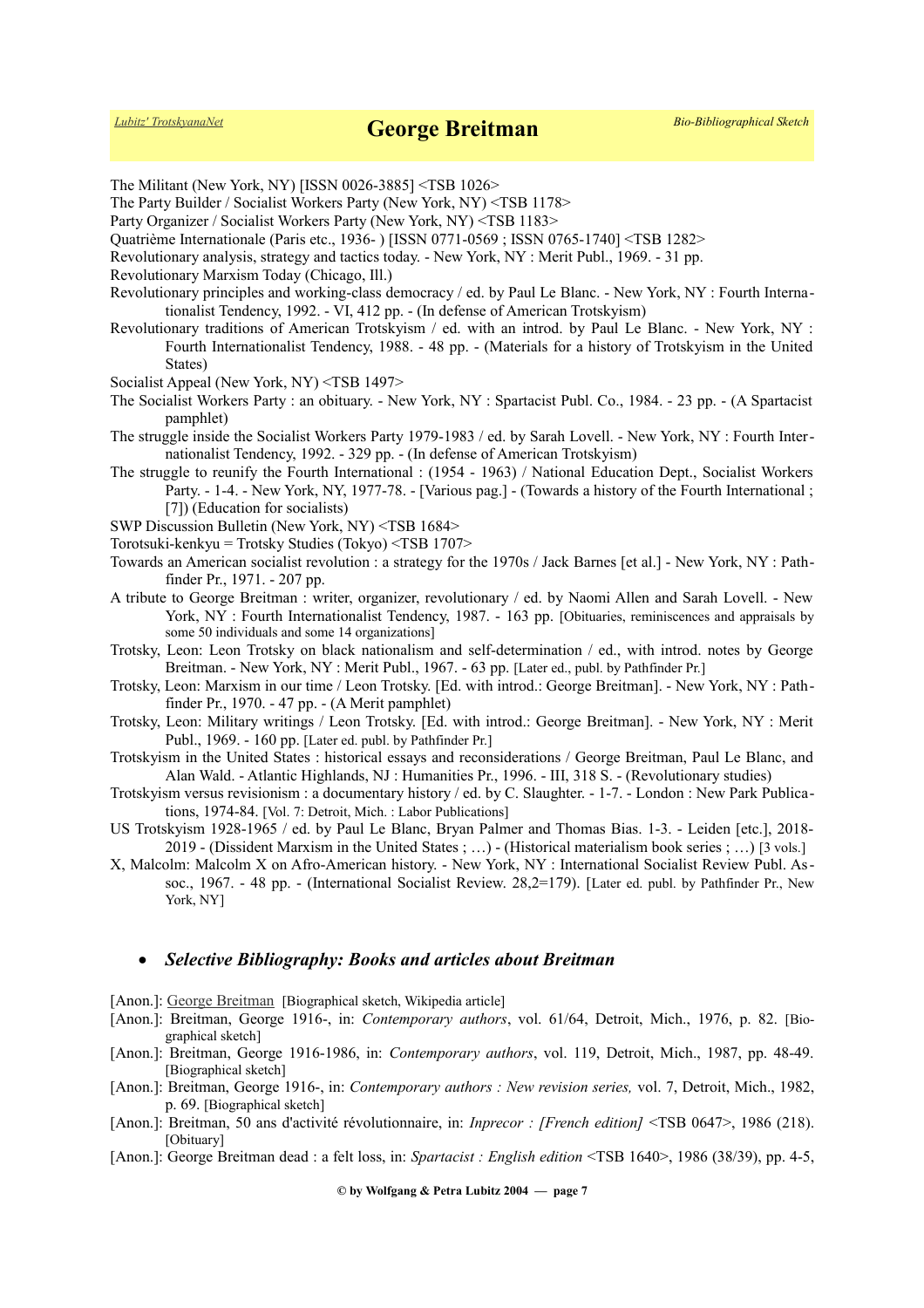The Militant (New York, NY) [ISSN 0026-3885] <TSB 1026>

The Party Builder / Socialist Workers Party (New York, NY) <TSB 1178>

Party Organizer / Socialist Workers Party (New York, NY) <TSB 1183>

Quatrième Internationale (Paris etc., 1936- ) [ISSN 0771-0569 ; ISSN 0765-1740] <TSB 1282>

Revolutionary analysis, strategy and tactics today. - New York, NY : Merit Publ., 1969. - 31 pp.

Revolutionary Marxism Today (Chicago, Ill.)

Revolutionary principles and working-class democracy / ed. by Paul Le Blanc. - New York, NY : Fourth Internationalist Tendency, 1992. - VI, 412 pp. - (In defense of American Trotskyism)

Revolutionary traditions of American Trotskyism / ed. with an introd. by Paul Le Blanc. - New York, NY : Fourth Internationalist Tendency, 1988. - 48 pp. - (Materials for a history of Trotskyism in the United States)

Socialist Appeal (New York, NY) <TSB 1497>

The Socialist Workers Party : an obituary. - New York, NY : Spartacist Publ. Co., 1984. - 23 pp. - (A Spartacist pamphlet)

The struggle inside the Socialist Workers Party 1979-1983 / ed. by Sarah Lovell. - New York, NY : Fourth Internationalist Tendency, 1992. - 329 pp. - (In defense of American Trotskyism)

The struggle to reunify the Fourth International : (1954 - 1963) / National Education Dept., Socialist Workers Party. - 1-4. - New York, NY, 1977-78. - [Various pag.] - (Towards a history of the Fourth International ; [7]) (Education for socialists)

SWP Discussion Bulletin (New York, NY) <TSB 1684>

Torotsuki-kenkyu = Trotsky Studies (Tokyo) <TSB 1707>

Towards an American socialist revolution : a strategy for the 1970s / Jack Barnes [et al.] - New York, NY : Pathfinder Pr., 1971. - 207 pp.

A tribute to George Breitman : writer, organizer, revolutionary / ed. by Naomi Allen and Sarah Lovell. - New York, NY : Fourth Internationalist Tendency, 1987. - 163 pp. [Obituaries, reminiscences and appraisals by some 50 individuals and some 14 organizations]

Trotsky, Leon: Leon Trotsky on black nationalism and self-determination / ed., with introd. notes by George Breitman. - New York, NY : Merit Publ., 1967. - 63 pp. [Later ed., publ. by Pathfinder Pr.]

Trotsky, Leon: Marxism in our time / Leon Trotsky. [Ed. with introd.: George Breitman]. - New York, NY : Pathfinder Pr., 1970. - 47 pp. - (A Merit pamphlet)

Trotsky, Leon: Military writings / Leon Trotsky. [Ed. with introd.: George Breitman]. - New York, NY : Merit Publ., 1969. - 160 pp. [Later ed. publ. by Pathfinder Pr.]

Trotskyism in the United States : historical essays and reconsiderations / George Breitman, Paul Le Blanc, and Alan Wald. - Atlantic Highlands, NJ : Humanities Pr., 1996. - III, 318 S. - (Revolutionary studies)

Trotskyism versus revisionism : a documentary history / ed. by C. Slaughter. - 1-7. - London : New Park Publications, 1974-84. [Vol. 7: Detroit, Mich. : Labor Publications]

US Trotskyism 1928-1965 / ed. by Paul Le Blanc, Bryan Palmer and Thomas Bias. 1-3. - Leiden [etc.], 2018-2019 - (Dissident Marxism in the United States ; …) - (Historical materialism book series ; …) [3 vols.]

X, Malcolm: Malcolm X on Afro-American history. - New York, NY : International Socialist Review Publ. Assoc., 1967. - 48 pp. - (International Socialist Review. 28,2=179). [Later ed. publ. by Pathfinder Pr., New York, NY]

- ***Selective Bibliography: Books and articles about Breitman***

[Anon.]: George Breitman [Biographical sketch, Wikipedia article]

[Anon.]: Breitman, George 1916-, in: *Contemporary authors*, vol. 61/64, Detroit, Mich., 1976, p. 82. [Biographical sketch]

[Anon.]: Breitman, George 1916-1986, in: *Contemporary authors*, vol. 119, Detroit, Mich., 1987, pp. 48-49. [Biographical sketch]

[Anon.]: Breitman, George 1916-, in: *Contemporary authors : New revision series,* vol. 7, Detroit, Mich., 1982, p. 69. [Biographical sketch]

[Anon.]: Breitman, 50 ans d'activité révolutionnaire, in: *Inprecor : [French edition]* <TSB 0647>, 1986 (218). [Obituary]

[Anon.]: George Breitman dead : a felt loss, in: *Spartacist : English edition* <TSB 1640>, 1986 (38/39), pp. 4-5,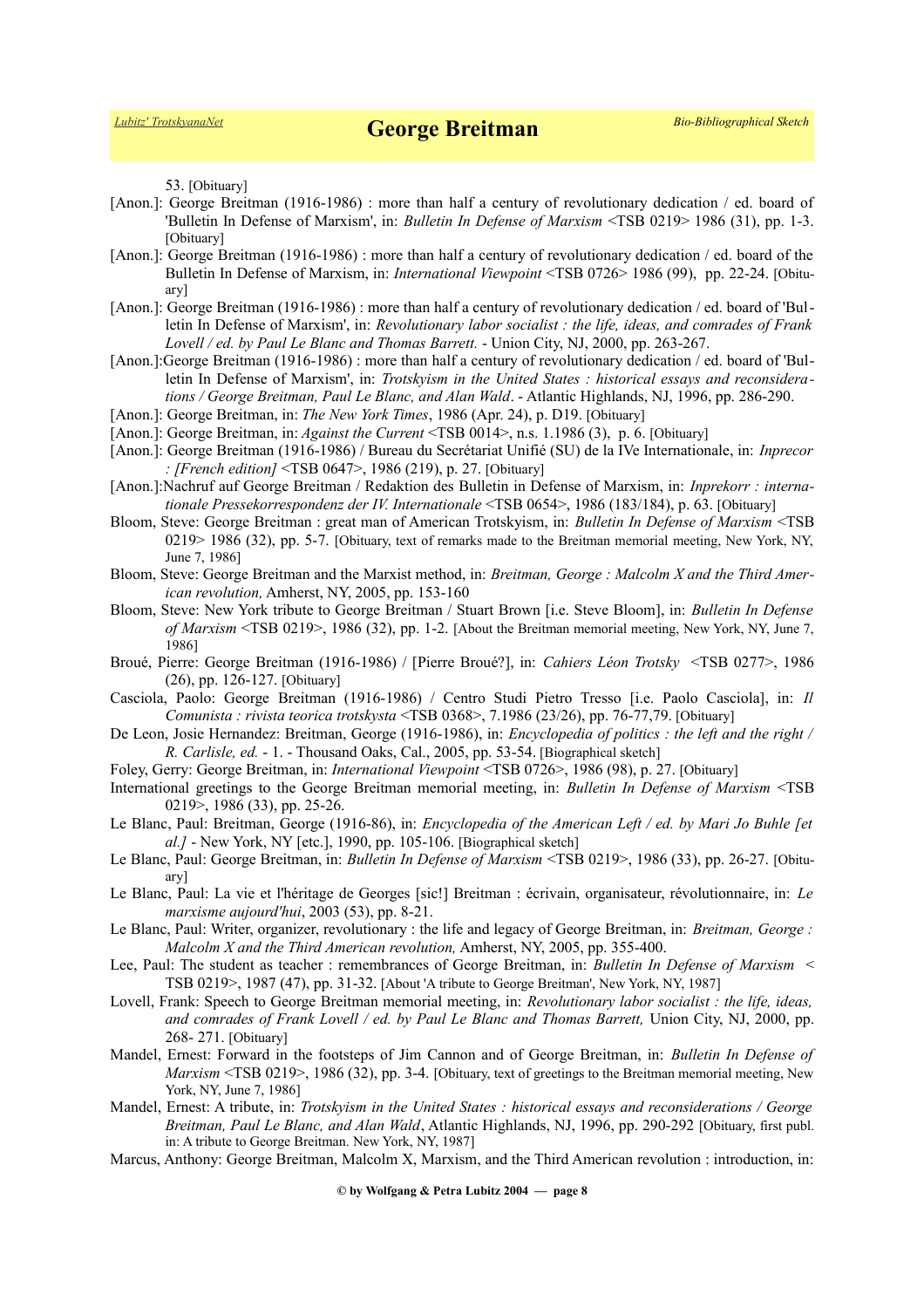53. [Obituary]

[Anon.]: George Breitman (1916-1986) : more than half a century of revolutionary dedication / ed. board of 'Bulletin In Defense of Marxism', in: *Bulletin In Defense of Marxism* <TSB 0219> 1986 (31), pp. 1-3. [Obituary]

[Anon.]: George Breitman (1916-1986) : more than half a century of revolutionary dedication / ed. board of the Bulletin In Defense of Marxism, in: *International Viewpoint* <TSB 0726> 1986 (99), pp. 22-24. [Obituary]

[Anon.]: George Breitman (1916-1986) : more than half a century of revolutionary dedication / ed. board of 'Bulletin In Defense of Marxism', in: *Revolutionary labor socialist : the life, ideas, and comrades of Frank Lovell / ed. by Paul Le Blanc and Thomas Barrett.* - Union City, NJ, 2000, pp. 263-267.

[Anon.]:George Breitman (1916-1986) : more than half a century of revolutionary dedication / ed. board of 'Bulletin In Defense of Marxism', in: *Trotskyism in the United States : historical essays and reconsiderations / George Breitman, Paul Le Blanc, and Alan Wald*. - Atlantic Highlands, NJ, 1996, pp. 286-290.

[Anon.]: George Breitman, in: *The New York Times*, 1986 (Apr. 24), p. D19. [Obituary]

[Anon.]: George Breitman, in: *Against the Current* <TSB 0014>, n.s. 1.1986 (3), p. 6. [Obituary]

[Anon.]: George Breitman (1916-1986) / Bureau du Secrétariat Unifié (SU) de la IVe Internationale, in: *Inprecor : [French edition]* <TSB 0647>, 1986 (219), p. 27. [Obituary]

[Anon.]:Nachruf auf George Breitman / Redaktion des Bulletin in Defense of Marxism, in: *Inprekorr : internationale Pressekorrespondenz der IV. Internationale* <TSB 0654>, 1986 (183/184), p. 63. [Obituary]

Bloom, Steve: George Breitman : great man of American Trotskyism, in: *Bulletin In Defense of Marxism* <TSB 0219> 1986 (32), pp. 5-7. [Obituary, text of remarks made to the Breitman memorial meeting, New York, NY, June 7, 1986]

Bloom, Steve: George Breitman and the Marxist method, in: *Breitman, George : Malcolm X and the Third American revolution,* Amherst, NY, 2005, pp. 153-160

Bloom, Steve: New York tribute to George Breitman / Stuart Brown [i.e. Steve Bloom], in: *Bulletin In Defense of Marxism* <TSB 0219>, 1986 (32), pp. 1-2. [About the Breitman memorial meeting, New York, NY, June 7, 1986]

Broué, Pierre: George Breitman (1916-1986) / [Pierre Broué?], in: *Cahiers Léon Trotsky* <TSB 0277>, 1986 (26), pp. 126-127. [Obituary]

Casciola, Paolo: George Breitman (1916-1986) / Centro Studi Pietro Tresso [i.e. Paolo Casciola], in: *Il Comunista : rivista teorica trotskysta* <TSB 0368>, 7.1986 (23/26), pp. 76-77,79. [Obituary]

De Leon, Josie Hernandez: Breitman, George (1916-1986), in: *Encyclopedia of politics : the left and the right / R. Carlisle, ed.* - 1. - Thousand Oaks, Cal., 2005, pp. 53-54. [Biographical sketch]

Foley, Gerry: George Breitman, in: *International Viewpoint* <TSB 0726>, 1986 (98), p. 27. [Obituary]

International greetings to the George Breitman memorial meeting, in: *Bulletin In Defense of Marxism* <TSB 0219>, 1986 (33), pp. 25-26.

Le Blanc, Paul: Breitman, George (1916-86), in: *Encyclopedia of the American Left / ed. by Mari Jo Buhle [et al.]* - New York, NY [etc.], 1990, pp. 105-106. [Biographical sketch]

Le Blanc, Paul: George Breitman, in: *Bulletin In Defense of Marxism* <TSB 0219>, 1986 (33), pp. 26-27. [Obituary]

Le Blanc, Paul: La vie et l'héritage de Georges [sic!] Breitman : écrivain, organisateur, révolutionnaire, in: *Le marxisme aujourd'hui*, 2003 (53), pp. 8-21.

Le Blanc, Paul: Writer, organizer, revolutionary : the life and legacy of George Breitman, in: *Breitman, George : Malcolm X and the Third American revolution,* Amherst, NY, 2005, pp. 355-400.

Lee, Paul: The student as teacher : remembrances of George Breitman, in: *Bulletin In Defense of Marxism* < TSB 0219>, 1987 (47), pp. 31-32. [About 'A tribute to George Breitman', New York, NY, 1987]

Lovell, Frank: Speech to George Breitman memorial meeting, in: *Revolutionary labor socialist : the life, ideas, and comrades of Frank Lovell / ed. by Paul Le Blanc and Thomas Barrett,* Union City, NJ, 2000, pp. 268- 271. [Obituary]

Mandel, Ernest: Forward in the footsteps of Jim Cannon and of George Breitman, in: *Bulletin In Defense of Marxism* <TSB 0219>, 1986 (32), pp. 3-4. [Obituary, text of greetings to the Breitman memorial meeting, New York, NY, June 7, 1986]

Mandel, Ernest: A tribute, in: *Trotskyism in the United States : historical essays and reconsiderations / George Breitman, Paul Le Blanc, and Alan Wald*, Atlantic Highlands, NJ, 1996, pp. 290-292 [Obituary, first publ. in: A tribute to George Breitman. New York, NY, 1987]

Marcus, Anthony: George Breitman, Malcolm X, Marxism, and the Third American revolution : introduction, in: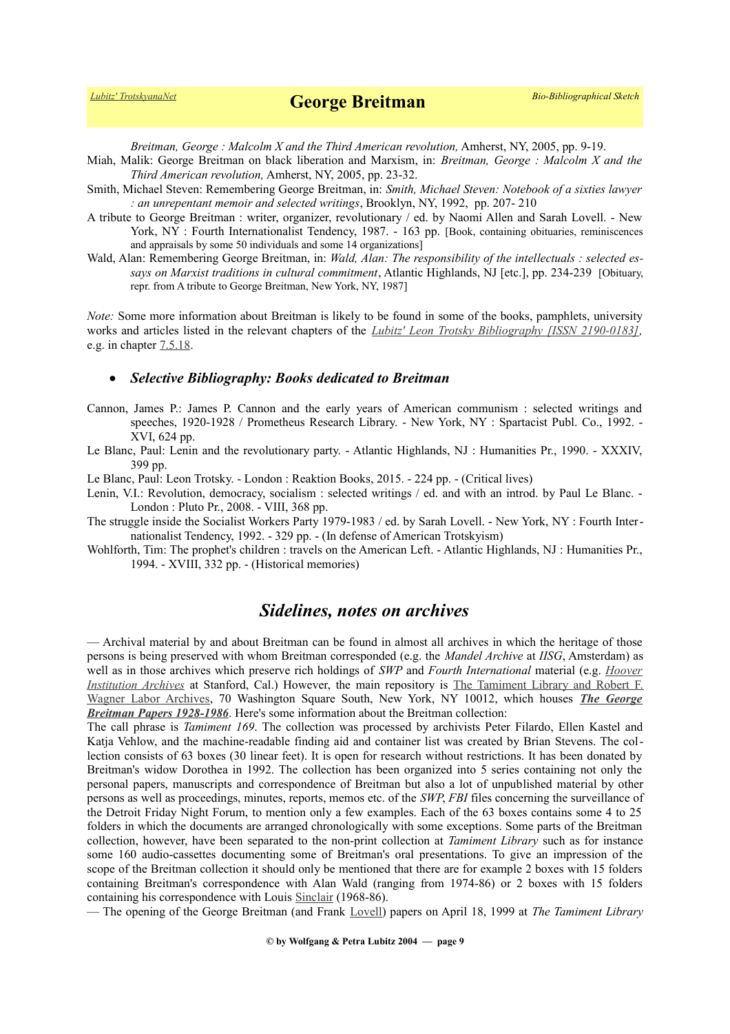Breitman, George : Malcolm X and the Third American revolution, Amherst, NY, 2005, pp. 9-19.

Miah, Malik: George Breitman on black liberation and Marxism, in: *Breitman, George : Malcolm X and the Third American revolution,* Amherst, NY, 2005, pp. 23-32.

Smith, Michael Steven: Remembering George Breitman, in: *Smith, Michael Steven: Notebook of a sixties lawyer : an unrepentant memoir and selected writings*, Brooklyn, NY, 1992, pp. 207- 210

A tribute to George Breitman : writer, organizer, revolutionary / ed. by Naomi Allen and Sarah Lovell. - New York, NY : Fourth Internationalist Tendency, 1987. - 163 pp. [Book, containing obituaries, reminiscences and appraisals by some 50 individuals and some 14 organizations]

Wald, Alan: Remembering George Breitman, in: *Wald, Alan: The responsibility of the intellectuals : selected essays on Marxist traditions in cultural commitment*, Atlantic Highlands, NJ [etc.], pp. 234-239 [Obituary, repr. from A tribute to George Breitman, New York, NY, 1987]

*Note:* Some more information about Breitman is likely to be found in some of the books, pamphlets, university works and articles listed in the relevant chapters of the *Lubitz' Leon Trotsky Bibliography [ISSN 2190-0183]*, e.g. in chapter 7.5.18.

- ***Selective Bibliography: Books dedicated to Breitman***

Cannon, James P.: James P. Cannon and the early years of American communism : selected writings and speeches, 1920-1928 / Prometheus Research Library. - New York, NY : Spartacist Publ. Co., 1992. - XVI, 624 pp.

Le Blanc, Paul: Lenin and the revolutionary party. - Atlantic Highlands, NJ : Humanities Pr., 1990. - XXXIV, 399 pp.

Le Blanc, Paul: Leon Trotsky. - London : Reaktion Books, 2015. - 224 pp. - (Critical lives)

Lenin, V.I.: Revolution, democracy, socialism : selected writings / ed. and with an introd. by Paul Le Blanc. - London : Pluto Pr., 2008. - VIII, 368 pp.

The struggle inside the Socialist Workers Party 1979-1983 / ed. by Sarah Lovell. - New York, NY : Fourth Internationalist Tendency, 1992. - 329 pp. - (In defense of American Trotskyism)

Wohlforth, Tim: The prophet's children : travels on the American Left. - Atlantic Highlands, NJ : Humanities Pr., 1994. - XVIII, 332 pp. - (Historical memories)

## *Sidelines, notes on archives*

— Archival material by and about Breitman can be found in almost all archives in which the heritage of those persons is being preserved with whom Breitman corresponded (e.g. the *Mandel Archive* at *IISG*, Amsterdam) as well as in those archives which preserve rich holdings of *SWP* and *Fourth International* material (e.g. *Hoover Institution Archives* at Stanford, Cal.) However, the main repository is The Tamiment Library and Robert F. Wagner Labor Archives, 70 Washington Square South, New York, NY 10012, which houses ***The George Breitman Papers 1928-1986***. Here's some information about the Breitman collection:

The call phrase is *Tamiment 169*. The collection was processed by archivists Peter Filardo, Ellen Kastel and Katja Vehlow, and the machine-readable finding aid and container list was created by Brian Stevens. The collection consists of 63 boxes (30 linear feet). It is open for research without restrictions. It has been donated by Breitman's widow Dorothea in 1992. The collection has been organized into 5 series containing not only the personal papers, manuscripts and correspondence of Breitman but also a lot of unpublished material by other persons as well as proceedings, minutes, reports, memos etc. of the *SWP*, *FBI* files concerning the surveillance of the Detroit Friday Night Forum, to mention only a few examples. Each of the 63 boxes contains some 4 to 25 folders in which the documents are arranged chronologically with some exceptions. Some parts of the Breitman collection, however, have been separated to the non-print collection at *Tamiment Library* such as for instance some 160 audio-cassettes documenting some of Breitman's oral presentations. To give an impression of the scope of the Breitman collection it should only be mentioned that there are for example 2 boxes with 15 folders containing Breitman's correspondence with Alan Wald (ranging from 1974-86) or 2 boxes with 15 folders containing his correspondence with Louis Sinclair (1968-86).

— The opening of the George Breitman (and Frank Lovell) papers on April 18, 1999 at *The Tamiment Library*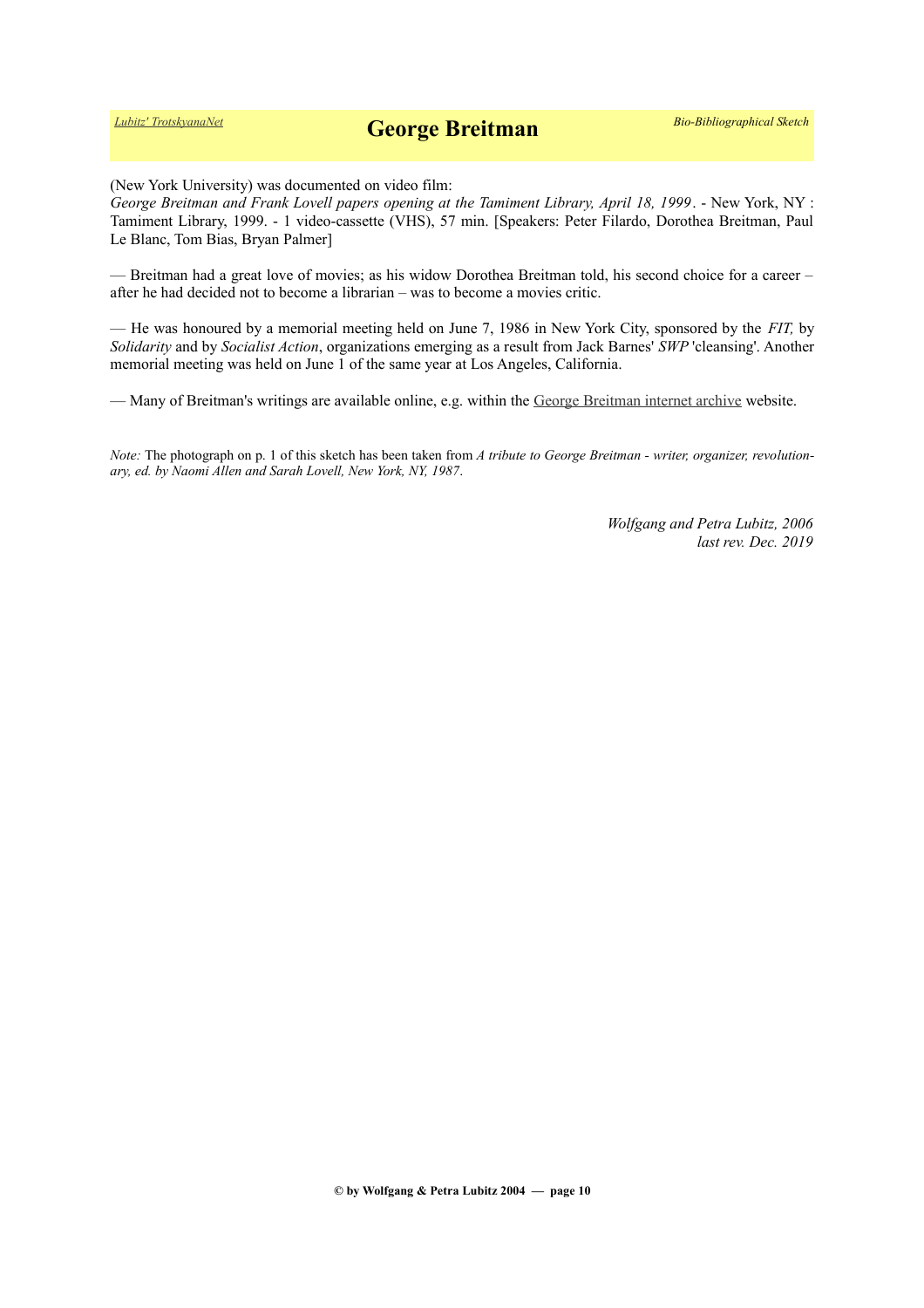(New York University) was documented on video film:
*George Breitman and Frank Lovell papers opening at the Tamiment Library, April 18, 1999*. - New York, NY : Tamiment Library, 1999. - 1 video-cassette (VHS), 57 min. [Speakers: Peter Filardo, Dorothea Breitman, Paul Le Blanc, Tom Bias, Bryan Palmer]

— Breitman had a great love of movies; as his widow Dorothea Breitman told, his second choice for a career – after he had decided not to become a librarian – was to become a movies critic.

— He was honoured by a memorial meeting held on June 7, 1986 in New York City, sponsored by the *FIT,* by *Solidarity* and by *Socialist Action*, organizations emerging as a result from Jack Barnes' *SWP* 'cleansing'. Another memorial meeting was held on June 1 of the same year at Los Angeles, California.

— Many of Breitman's writings are available online, e.g. within the George Breitman internet archive website.

*Note:* The photograph on p. 1 of this sketch has been taken from *A tribute to George Breitman - writer, organizer, revolutionary, ed. by Naomi Allen and Sarah Lovell, New York, NY, 1987*.

*Wolfgang and Petra Lubitz, 2006*
*last rev. Dec. 2019*